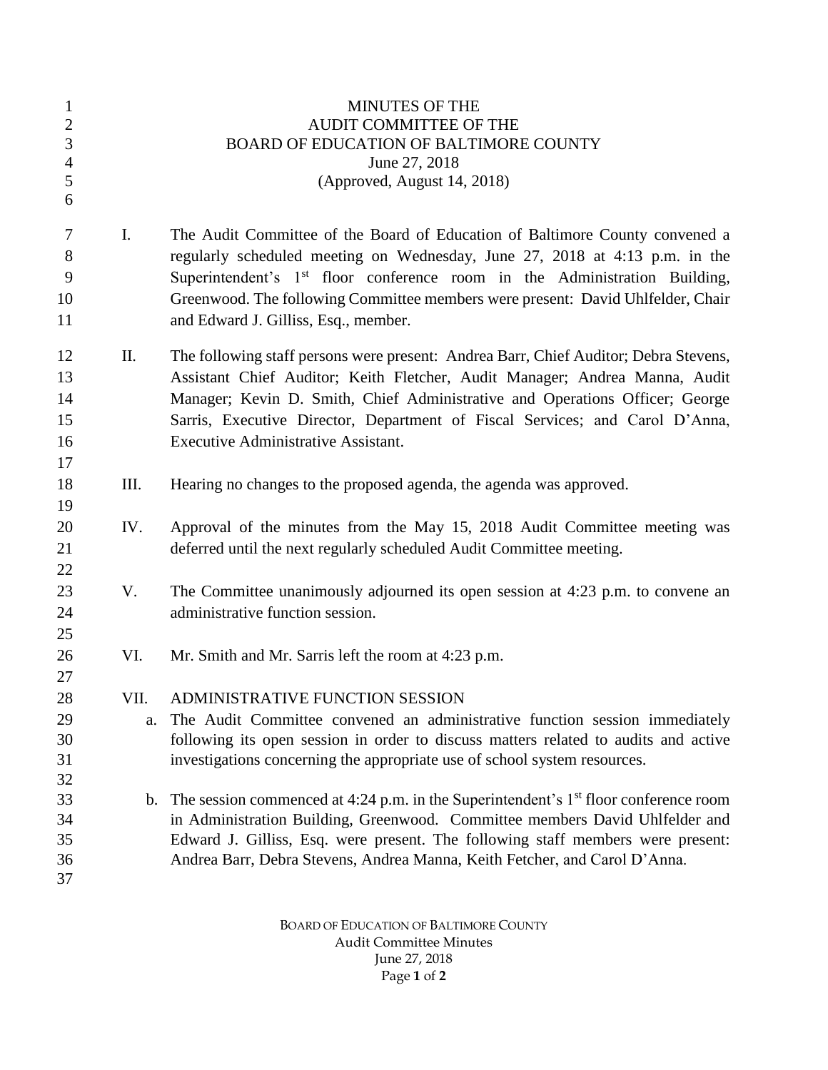MINUTES OF THE
AUDIT COMMITTEE OF THE
BOARD OF EDUCATION OF BALTIMORE COUNTY
June 27, 2018
(Approved, August 14, 2018)

I. The Audit Committee of the Board of Education of Baltimore County convened a regularly scheduled meeting on Wednesday, June 27, 2018 at 4:13 p.m. in the Superintendent's 1st floor conference room in the Administration Building, Greenwood. The following Committee members were present: David Uhlfelder, Chair and Edward J. Gilliss, Esq., member.

II. The following staff persons were present: Andrea Barr, Chief Auditor; Debra Stevens, Assistant Chief Auditor; Keith Fletcher, Audit Manager; Andrea Manna, Audit Manager; Kevin D. Smith, Chief Administrative and Operations Officer; George Sarris, Executive Director, Department of Fiscal Services; and Carol D'Anna, Executive Administrative Assistant.

III. Hearing no changes to the proposed agenda, the agenda was approved.

IV. Approval of the minutes from the May 15, 2018 Audit Committee meeting was deferred until the next regularly scheduled Audit Committee meeting.

V. The Committee unanimously adjourned its open session at 4:23 p.m. to convene an administrative function session.

VI. Mr. Smith and Mr. Sarris left the room at 4:23 p.m.

VII. ADMINISTRATIVE FUNCTION SESSION

a. The Audit Committee convened an administrative function session immediately following its open session in order to discuss matters related to audits and active investigations concerning the appropriate use of school system resources.

b. The session commenced at 4:24 p.m. in the Superintendent's 1st floor conference room in Administration Building, Greenwood. Committee members David Uhlfelder and Edward J. Gilliss, Esq. were present. The following staff members were present: Andrea Barr, Debra Stevens, Andrea Manna, Keith Fetcher, and Carol D'Anna.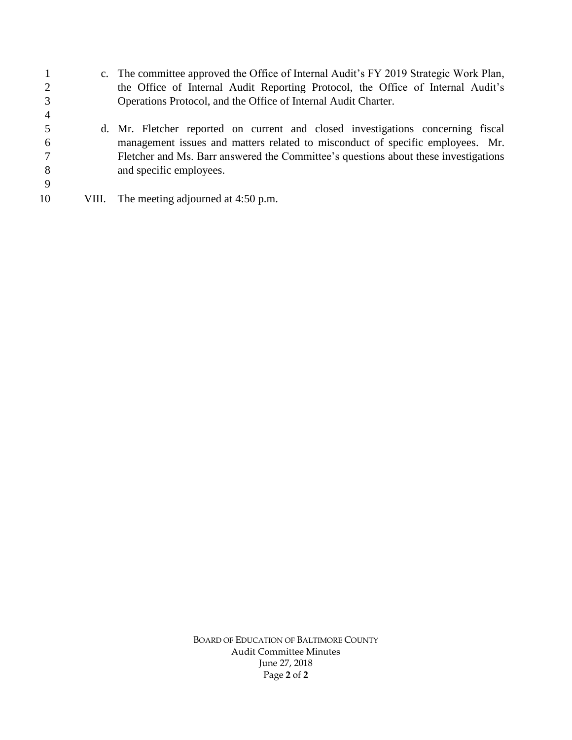c. The committee approved the Office of Internal Audit's FY 2019 Strategic Work Plan, the Office of Internal Audit Reporting Protocol, the Office of Internal Audit's Operations Protocol, and the Office of Internal Audit Charter.

d. Mr. Fletcher reported on current and closed investigations concerning fiscal management issues and matters related to misconduct of specific employees. Mr. Fletcher and Ms. Barr answered the Committee's questions about these investigations and specific employees.

VIII. The meeting adjourned at 4:50 p.m.